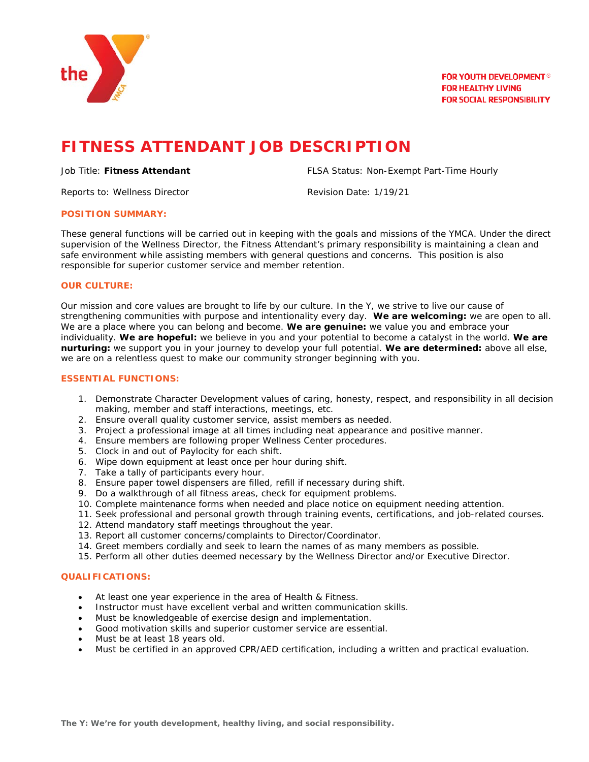FOR YOUTH DEVELOPMENT®
FOR HEALTHY LIVING
FOR SOCIAL RESPONSIBILITY

# FITNESS ATTENDANT JOB DESCRIPTION

Job Title: **Fitness Attendant**

FLSA Status: Non-Exempt Part-Time Hourly

Reports to: Wellness Director

Revision Date: 1/19/21

## POSITION SUMMARY:

These general functions will be carried out in keeping with the goals and missions of the YMCA. Under the direct supervision of the Wellness Director, the Fitness Attendant's primary responsibility is maintaining a clean and safe environment while assisting members with general questions and concerns. This position is also responsible for superior customer service and member retention.

## OUR CULTURE:

Our mission and core values are brought to life by our culture. In the Y, we strive to live our cause of strengthening communities with purpose and intentionality every day. **We are welcoming:** we are open to all. We are a place where you can belong and become. **We are genuine:** we value you and embrace your individuality. **We are hopeful:** we believe in you and your potential to become a catalyst in the world. **We are nurturing:** we support you in your journey to develop your full potential. **We are determined:** above all else, we are on a relentless quest to make our community stronger beginning with you.

## ESSENTIAL FUNCTIONS:

1. Demonstrate Character Development values of caring, honesty, respect, and responsibility in all decision making, member and staff interactions, meetings, etc.
2. Ensure overall quality customer service, assist members as needed.
3. Project a professional image at all times including neat appearance and positive manner.
4. Ensure members are following proper Wellness Center procedures.
5. Clock in and out of Paylocity for each shift.
6. Wipe down equipment at least once per hour during shift.
7. Take a tally of participants every hour.
8. Ensure paper towel dispensers are filled, refill if necessary during shift.
9. Do a walkthrough of all fitness areas, check for equipment problems.
10. Complete maintenance forms when needed and place notice on equipment needing attention.
11. Seek professional and personal growth through training events, certifications, and job-related courses.
12. Attend mandatory staff meetings throughout the year.
13. Report all customer concerns/complaints to Director/Coordinator.
14. Greet members cordially and seek to learn the names of as many members as possible.
15. Perform all other duties deemed necessary by the Wellness Director and/or Executive Director.

## QUALIFICATIONS:

- At least one year experience in the area of Health & Fitness.
- Instructor must have excellent verbal and written communication skills.
- Must be knowledgeable of exercise design and implementation.
- Good motivation skills and superior customer service are essential.
- Must be at least 18 years old.
- Must be certified in an approved CPR/AED certification, including a written and practical evaluation.

**The Y: We're for youth development, healthy living, and social responsibility.**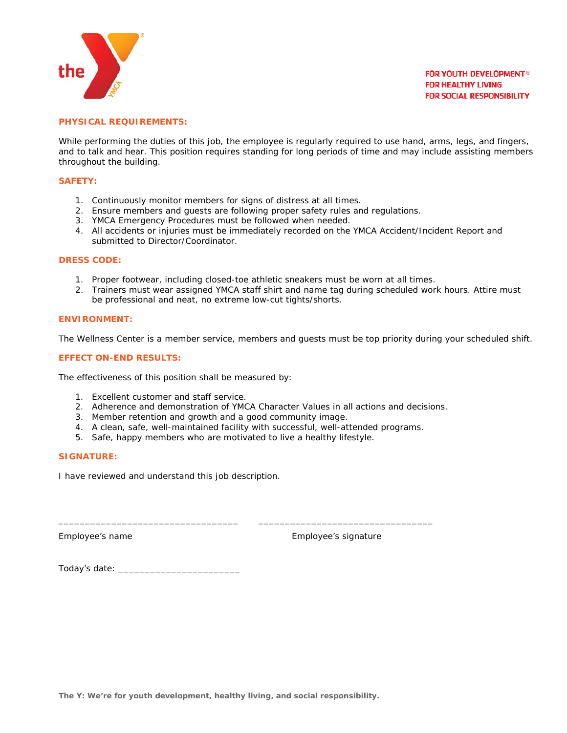## PHYSICAL REQUIREMENTS:

While performing the duties of this job, the employee is regularly required to use hand, arms, legs, and fingers, and to talk and hear. This position requires standing for long periods of time and may include assisting members throughout the building.

## SAFETY:

1. Continuously monitor members for signs of distress at all times.
2. Ensure members and guests are following proper safety rules and regulations.
3. YMCA Emergency Procedures must be followed when needed.
4. All accidents or injuries must be immediately recorded on the YMCA Accident/Incident Report and submitted to Director/Coordinator.

## DRESS CODE:

1. Proper footwear, including closed-toe athletic sneakers must be worn at all times.
2. Trainers must wear assigned YMCA staff shirt and name tag during scheduled work hours. Attire must be professional and neat, no extreme low-cut tights/shorts.

## ENVIRONMENT:

The Wellness Center is a member service, members and guests must be top priority during your scheduled shift.

## EFFECT ON-END RESULTS:

The effectiveness of this position shall be measured by:

1. Excellent customer and staff service.
2. Adherence and demonstration of YMCA Character Values in all actions and decisions.
3. Member retention and growth and a good community image.
4. A clean, safe, well-maintained facility with successful, well-attended programs.
5. Safe, happy members who are motivated to live a healthy lifestyle.

## SIGNATURE:

I have reviewed and understand this job description.

_________________________________ _________________________________

Employee's name Employee's signature

Today's date: ______________________